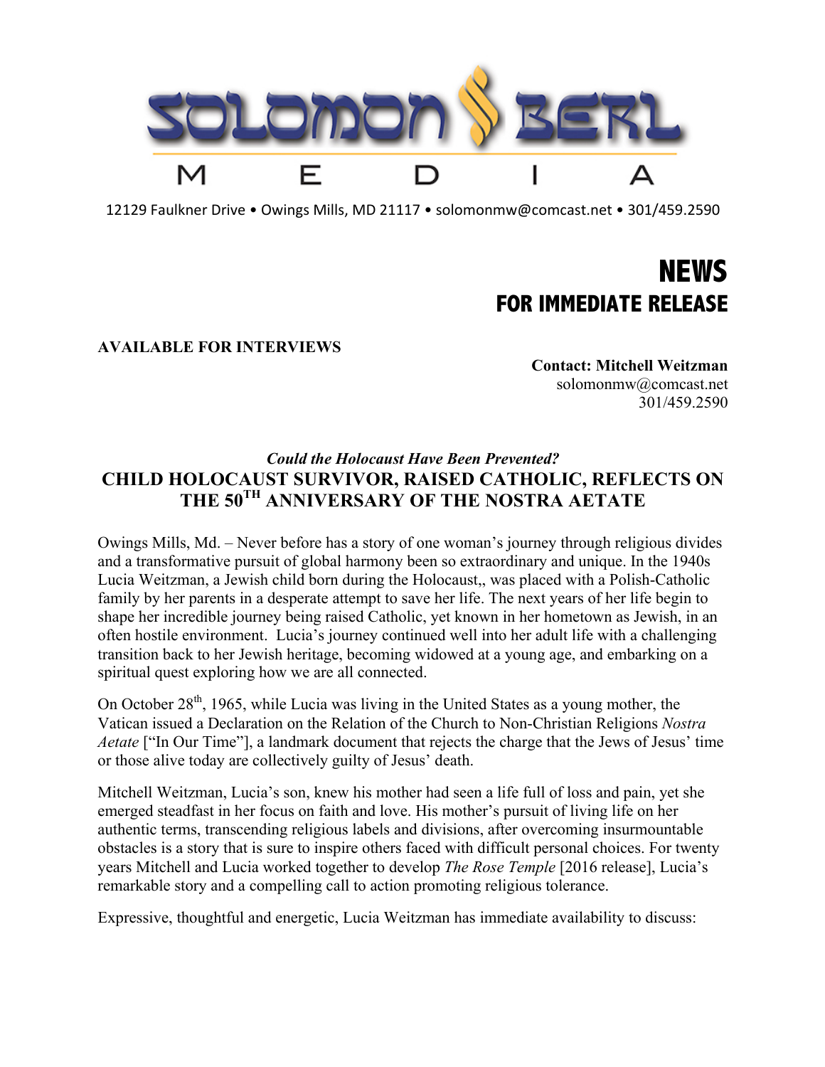# SOLOMON BERL MEDIA

12129 Faulkner Drive • Owings Mills, MD 21117 • solomonmw@comcast.net • 301/459.2590

**NEWS**

**FOR IMMEDIATE RELEASE**

**AVAILABLE FOR INTERVIEWS**

**Contact: Mitchell Weitzman**
solomonmw@comcast.net
301/459.2590

***Could the Holocaust Have Been Prevented?***

## CHILD HOLOCAUST SURVIVOR, RAISED CATHOLIC, REFLECTS ON THE 50TH ANNIVERSARY OF THE NOSTRA AETATE

Owings Mills, Md. – Never before has a story of one woman's journey through religious divides and a transformative pursuit of global harmony been so extraordinary and unique. In the 1940s Lucia Weitzman, a Jewish child born during the Holocaust,, was placed with a Polish-Catholic family by her parents in a desperate attempt to save her life. The next years of her life begin to shape her incredible journey being raised Catholic, yet known in her hometown as Jewish, in an often hostile environment. Lucia's journey continued well into her adult life with a challenging transition back to her Jewish heritage, becoming widowed at a young age, and embarking on a spiritual quest exploring how we are all connected.

On October 28th, 1965, while Lucia was living in the United States as a young mother, the Vatican issued a Declaration on the Relation of the Church to Non-Christian Religions *Nostra Aetate* ["In Our Time"], a landmark document that rejects the charge that the Jews of Jesus' time or those alive today are collectively guilty of Jesus' death.

Mitchell Weitzman, Lucia's son, knew his mother had seen a life full of loss and pain, yet she emerged steadfast in her focus on faith and love. His mother's pursuit of living life on her authentic terms, transcending religious labels and divisions, after overcoming insurmountable obstacles is a story that is sure to inspire others faced with difficult personal choices. For twenty years Mitchell and Lucia worked together to develop *The Rose Temple* [2016 release], Lucia's remarkable story and a compelling call to action promoting religious tolerance.

Expressive, thoughtful and energetic, Lucia Weitzman has immediate availability to discuss: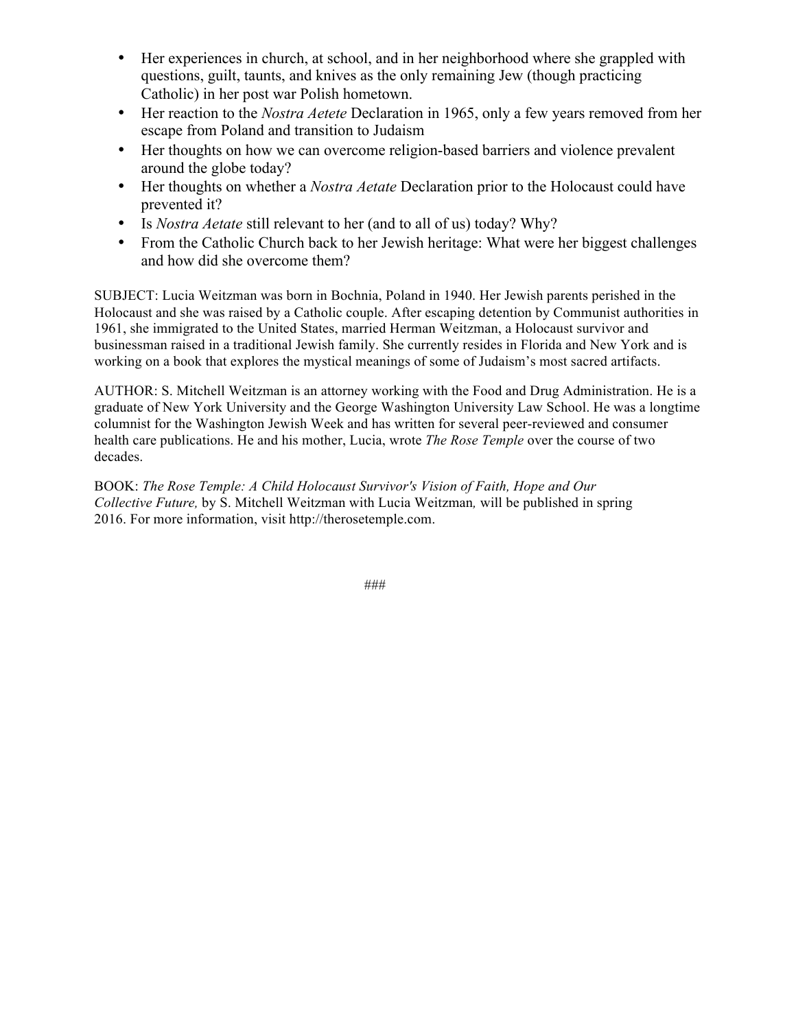- Her experiences in church, at school, and in her neighborhood where she grappled with questions, guilt, taunts, and knives as the only remaining Jew (though practicing Catholic) in her post war Polish hometown.
- Her reaction to the *Nostra Aetete* Declaration in 1965, only a few years removed from her escape from Poland and transition to Judaism
- Her thoughts on how we can overcome religion-based barriers and violence prevalent around the globe today?
- Her thoughts on whether a *Nostra Aetate* Declaration prior to the Holocaust could have prevented it?
- Is *Nostra Aetate* still relevant to her (and to all of us) today? Why?
- From the Catholic Church back to her Jewish heritage: What were her biggest challenges and how did she overcome them?

SUBJECT: Lucia Weitzman was born in Bochnia, Poland in 1940. Her Jewish parents perished in the Holocaust and she was raised by a Catholic couple. After escaping detention by Communist authorities in 1961, she immigrated to the United States, married Herman Weitzman, a Holocaust survivor and businessman raised in a traditional Jewish family. She currently resides in Florida and New York and is working on a book that explores the mystical meanings of some of Judaism's most sacred artifacts.

AUTHOR: S. Mitchell Weitzman is an attorney working with the Food and Drug Administration. He is a graduate of New York University and the George Washington University Law School. He was a longtime columnist for the Washington Jewish Week and has written for several peer-reviewed and consumer health care publications. He and his mother, Lucia, wrote *The Rose Temple* over the course of two decades.

BOOK: *The Rose Temple: A Child Holocaust Survivor's Vision of Faith, Hope and Our Collective Future,* by S. Mitchell Weitzman with Lucia Weitzman*,* will be published in spring 2016. For more information, visit http://therosetemple.com.

###